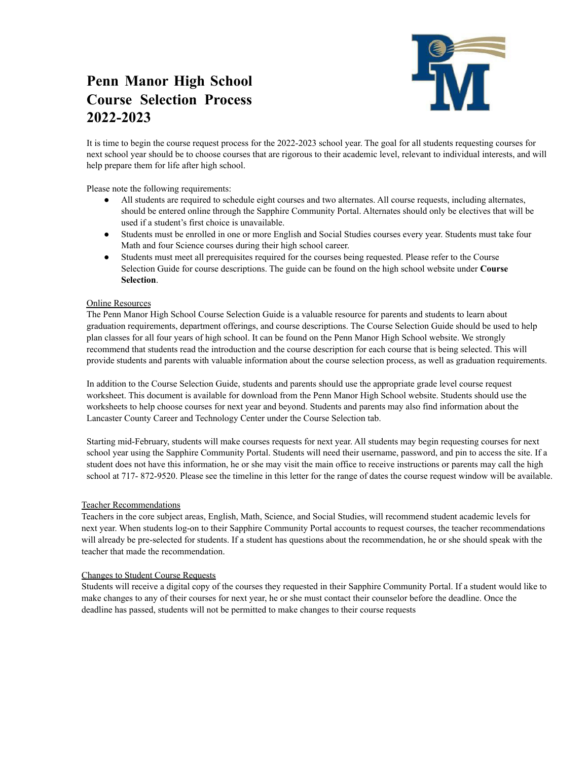# Penn Manor High School Course Selection Process 2022-2023

It is time to begin the course request process for the 2022-2023 school year. The goal for all students requesting courses for next school year should be to choose courses that are rigorous to their academic level, relevant to individual interests, and will help prepare them for life after high school.

Please note the following requirements:

- All students are required to schedule eight courses and two alternates. All course requests, including alternates, should be entered online through the Sapphire Community Portal. Alternates should only be electives that will be used if a student's first choice is unavailable.
- Students must be enrolled in one or more English and Social Studies courses every year. Students must take four Math and four Science courses during their high school career.
- Students must meet all prerequisites required for the courses being requested. Please refer to the Course Selection Guide for course descriptions. The guide can be found on the high school website under **Course Selection**.

<u>Online Resources</u>

The Penn Manor High School Course Selection Guide is a valuable resource for parents and students to learn about graduation requirements, department offerings, and course descriptions. The Course Selection Guide should be used to help plan classes for all four years of high school. It can be found on the Penn Manor High School website. We strongly recommend that students read the introduction and the course description for each course that is being selected. This will provide students and parents with valuable information about the course selection process, as well as graduation requirements.

In addition to the Course Selection Guide, students and parents should use the appropriate grade level course request worksheet. This document is available for download from the Penn Manor High School website. Students should use the worksheets to help choose courses for next year and beyond. Students and parents may also find information about the Lancaster County Career and Technology Center under the Course Selection tab.

Starting mid-February, students will make courses requests for next year. All students may begin requesting courses for next school year using the Sapphire Community Portal. Students will need their username, password, and pin to access the site. If a student does not have this information, he or she may visit the main office to receive instructions or parents may call the high school at 717- 872-9520. Please see the timeline in this letter for the range of dates the course request window will be available.

<u>Teacher Recommendations</u>

Teachers in the core subject areas, English, Math, Science, and Social Studies, will recommend student academic levels for next year. When students log-on to their Sapphire Community Portal accounts to request courses, the teacher recommendations will already be pre-selected for students. If a student has questions about the recommendation, he or she should speak with the teacher that made the recommendation.

<u>Changes to Student Course Requests</u>

Students will receive a digital copy of the courses they requested in their Sapphire Community Portal. If a student would like to make changes to any of their courses for next year, he or she must contact their counselor before the deadline. Once the deadline has passed, students will not be permitted to make changes to their course requests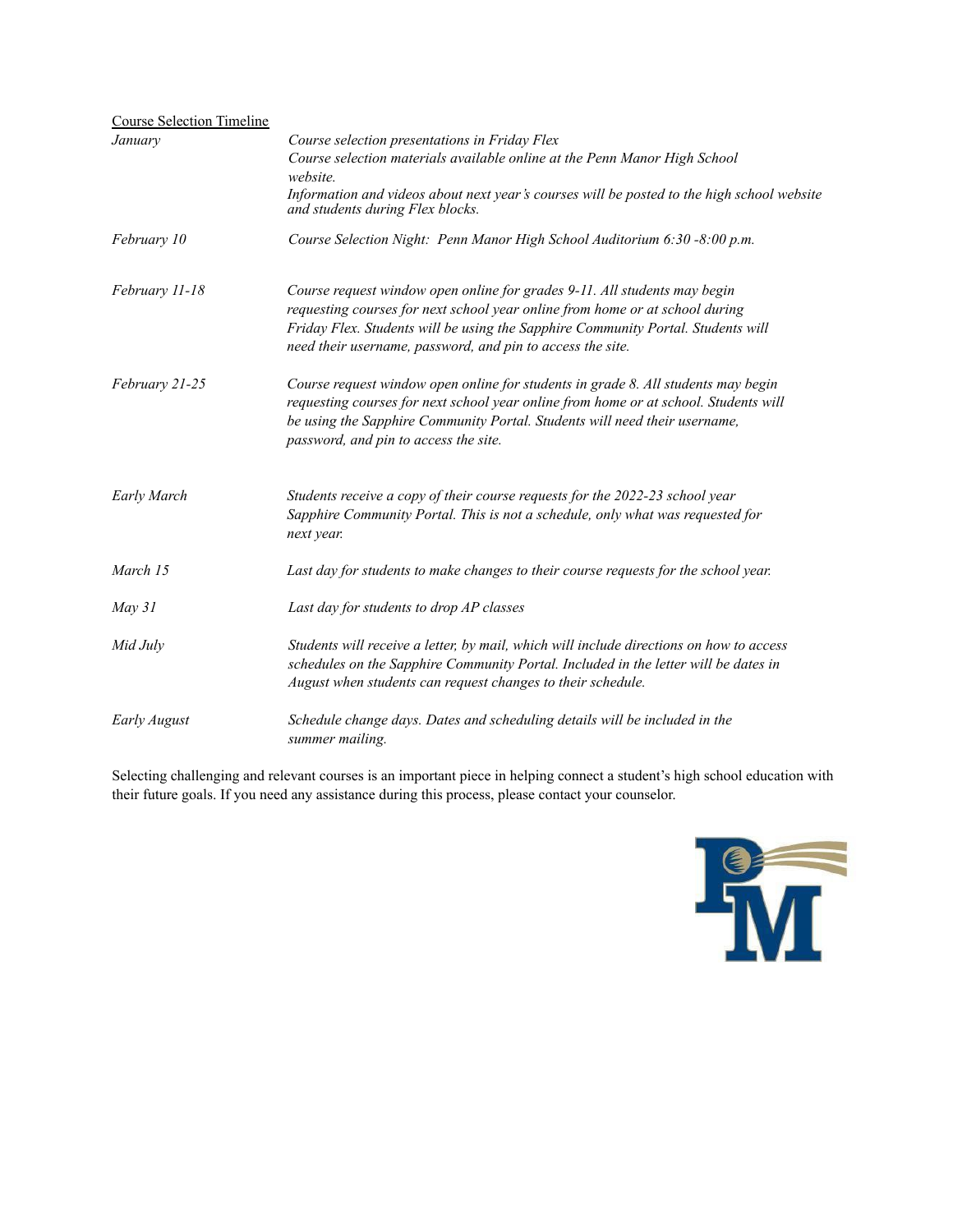<u>Course Selection Timeline</u>

| | |
|---|---|
| *January* | *Course selection presentations in Friday Flex*<br>*Course selection materials available online at the Penn Manor High School website.*<br>*Information and videos about next year's courses will be posted to the high school website and students during Flex blocks.* |
| *February 10* | *Course Selection Night: Penn Manor High School Auditorium 6:30 -8:00 p.m.* |
| *February 11-18* | *Course request window open online for grades 9-11. All students may begin requesting courses for next school year online from home or at school during Friday Flex. Students will be using the Sapphire Community Portal. Students will need their username, password, and pin to access the site.* |
| *February 21-25* | *Course request window open online for students in grade 8. All students may begin requesting courses for next school year online from home or at school. Students will be using the Sapphire Community Portal. Students will need their username, password, and pin to access the site.* |
| *Early March* | *Students receive a copy of their course requests for the 2022-23 school year Sapphire Community Portal. This is not a schedule, only what was requested for next year.* |
| *March 15* | *Last day for students to make changes to their course requests for the school year.* |
| *May 31* | *Last day for students to drop AP classes* |
| *Mid July* | *Students will receive a letter, by mail, which will include directions on how to access schedules on the Sapphire Community Portal. Included in the letter will be dates in August when students can request changes to their schedule.* |
| *Early August* | *Schedule change days. Dates and scheduling details will be included in the summer mailing.* |

Selecting challenging and relevant courses is an important piece in helping connect a student's high school education with their future goals. If you need any assistance during this process, please contact your counselor.